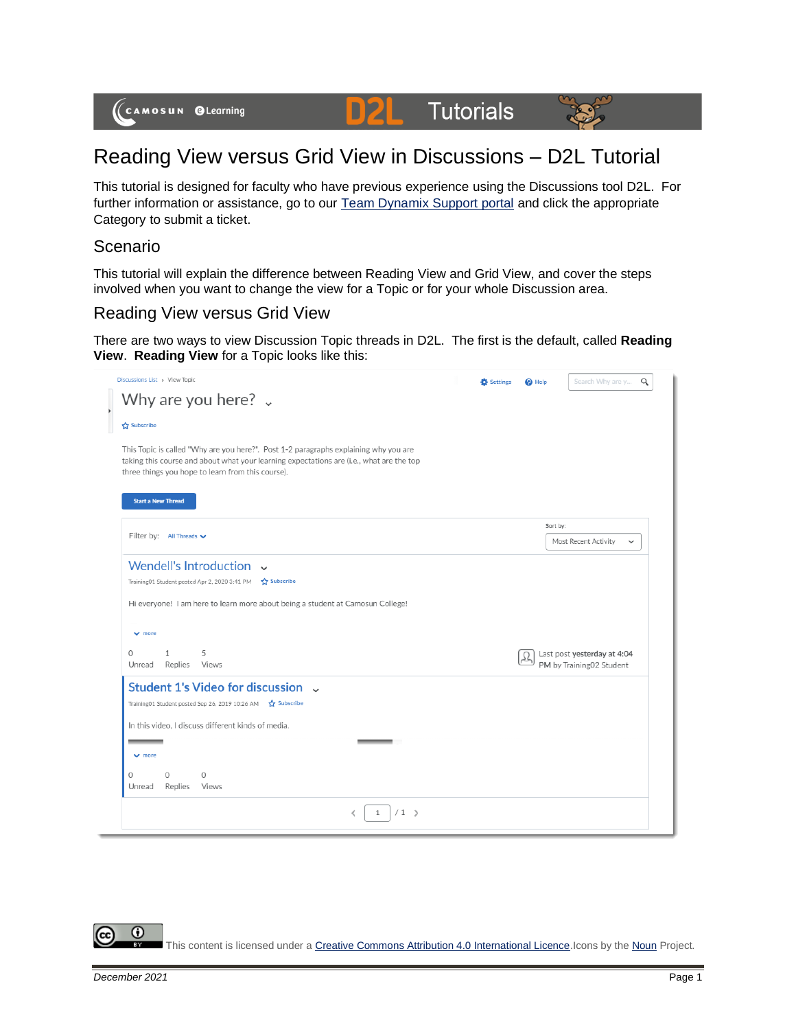# Reading View versus Grid View in Discussions – D2L Tutorial

This tutorial is designed for faculty who have previous experience using the Discussions tool D2L. For further information or assistance, go to our [Team Dynamix Support portal](#) and click the appropriate Category to submit a ticket.

## Scenario

This tutorial will explain the difference between Reading View and Grid View, and cover the steps involved when you want to change the view for a Topic or for your whole Discussion area.

## Reading View versus Grid View

There are two ways to view Discussion Topic threads in D2L. The first is the default, called **Reading View**. **Reading View** for a Topic looks like this:

This content is licensed under a [Creative Commons Attribution 4.0 International Licence](#). Icons by the [Noun](#) Project.

*December 2021*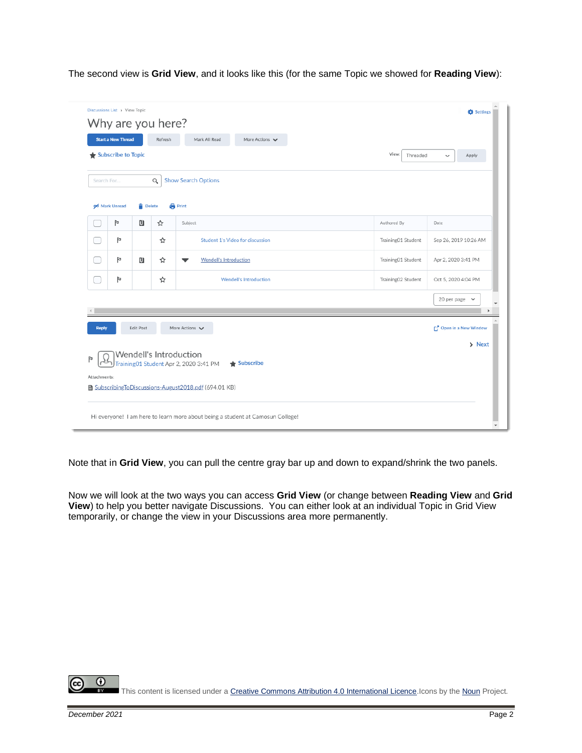The second view is **Grid View**, and it looks like this (for the same Topic we showed for **Reading View**):

Note that in **Grid View**, you can pull the centre gray bar up and down to expand/shrink the two panels.

Now we will look at the two ways you can access **Grid View** (or change between **Reading View** and **Grid View**) to help you better navigate Discussions. You can either look at an individual Topic in Grid View temporarily, or change the view in your Discussions area more permanently.

This content is licensed under a Creative Commons Attribution 4.0 International Licence. Icons by the Noun Project.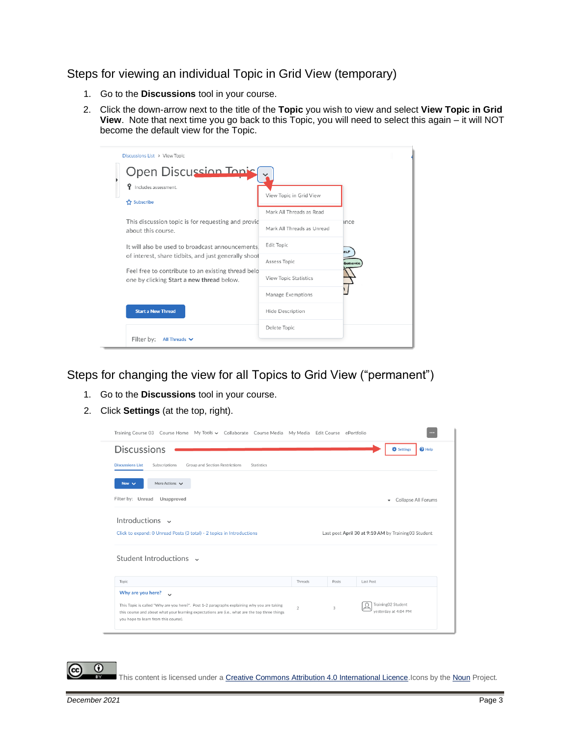## Steps for viewing an individual Topic in Grid View (temporary)

1. Go to the **Discussions** tool in your course.
2. Click the down-arrow next to the title of the **Topic** you wish to view and select **View Topic in Grid View**. Note that next time you go back to this Topic, you will need to select this again – it will NOT become the default view for the Topic.

## Steps for changing the view for all Topics to Grid View ("permanent")

1. Go to the **Discussions** tool in your course.
2. Click **Settings** (at the top, right).

This content is licensed under a Creative Commons Attribution 4.0 International Licence. Icons by the Noun Project.

*December 2021*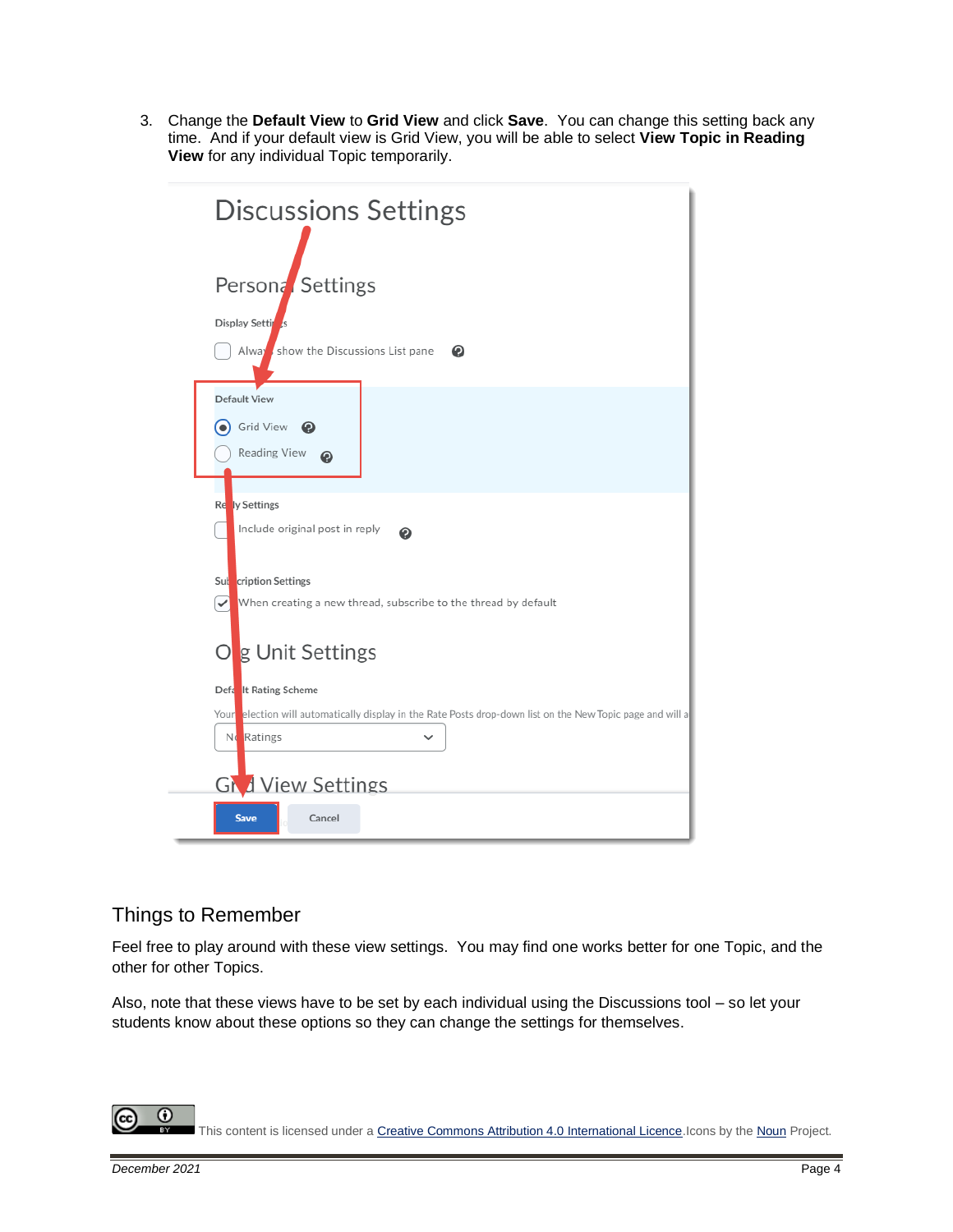3. Change the **Default View** to **Grid View** and click **Save**. You can change this setting back any time. And if your default view is Grid View, you will be able to select **View Topic in Reading View** for any individual Topic temporarily.

## Things to Remember

Feel free to play around with these view settings. You may find one works better for one Topic, and the other for other Topics.

Also, note that these views have to be set by each individual using the Discussions tool – so let your students know about these options so they can change the settings for themselves.

This content is licensed under a Creative Commons Attribution 4.0 International Licence. Icons by the Noun Project.